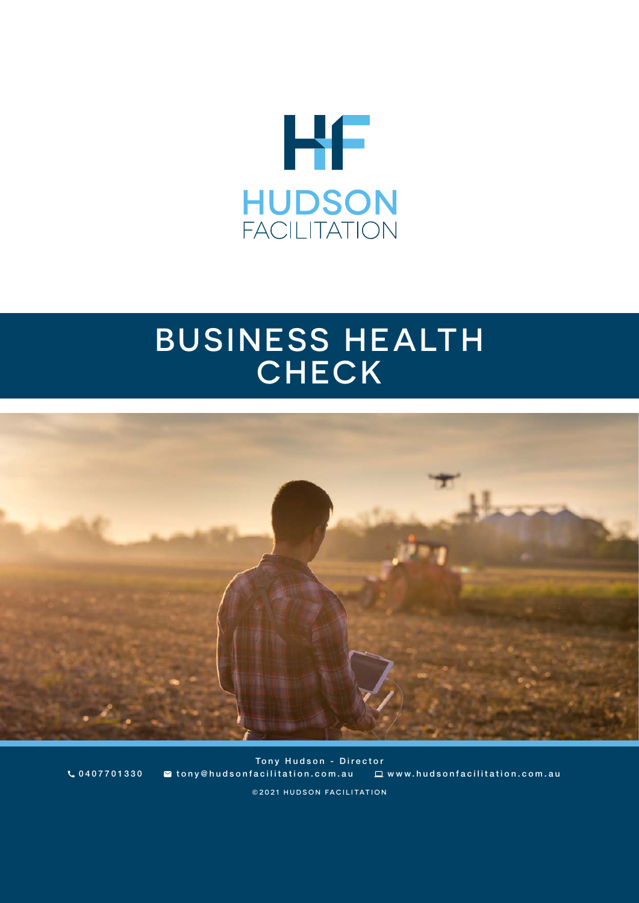HUDSON FACILITATION

# BUSINESS HEALTH CHECK

Tony Hudson - Director

0407701330 tony@hudsonfacilitation.com.au www.hudsonfacilitation.com.au

©2021 HUDSON FACILITATION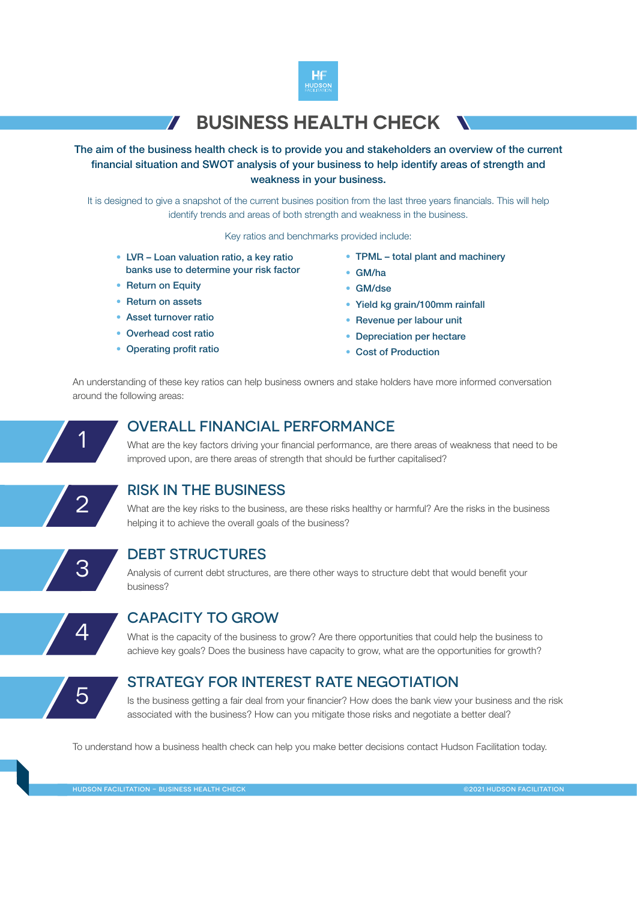# BUSINESS HEALTH CHECK

**The aim of the business health check is to provide you and stakeholders an overview of the current financial situation and SWOT analysis of your business to help identify areas of strength and weakness in your business.**

It is designed to give a snapshot of the current busines position from the last three years financials. This will help identify trends and areas of both strength and weakness in the business.

Key ratios and benchmarks provided include:

- LVR – Loan valuation ratio, a key ratio banks use to determine your risk factor
- Return on Equity
- Return on assets
- Asset turnover ratio
- Overhead cost ratio
- Operating profit ratio
- TPML – total plant and machinery
- GM/ha
- GM/dse
- Yield kg grain/100mm rainfall
- Revenue per labour unit
- Depreciation per hectare
- Cost of Production

An understanding of these key ratios can help business owners and stake holders have more informed conversation around the following areas:

## 1 OVERALL FINANCIAL PERFORMANCE

What are the key factors driving your financial performance, are there areas of weakness that need to be improved upon, are there areas of strength that should be further capitalised?

## 2 RISK IN THE BUSINESS

What are the key risks to the business, are these risks healthy or harmful? Are the risks in the business helping it to achieve the overall goals of the business?

## 3 DEBT STRUCTURES

Analysis of current debt structures, are there other ways to structure debt that would benefit your business?

## 4 CAPACITY TO GROW

What is the capacity of the business to grow? Are there opportunities that could help the business to achieve key goals? Does the business have capacity to grow, what are the opportunities for growth?

## 5 STRATEGY FOR INTEREST RATE NEGOTIATION

Is the business getting a fair deal from your financier? How does the bank view your business and the risk associated with the business? How can you mitigate those risks and negotiate a better deal?

To understand how a business health check can help you make better decisions contact Hudson Facilitation today.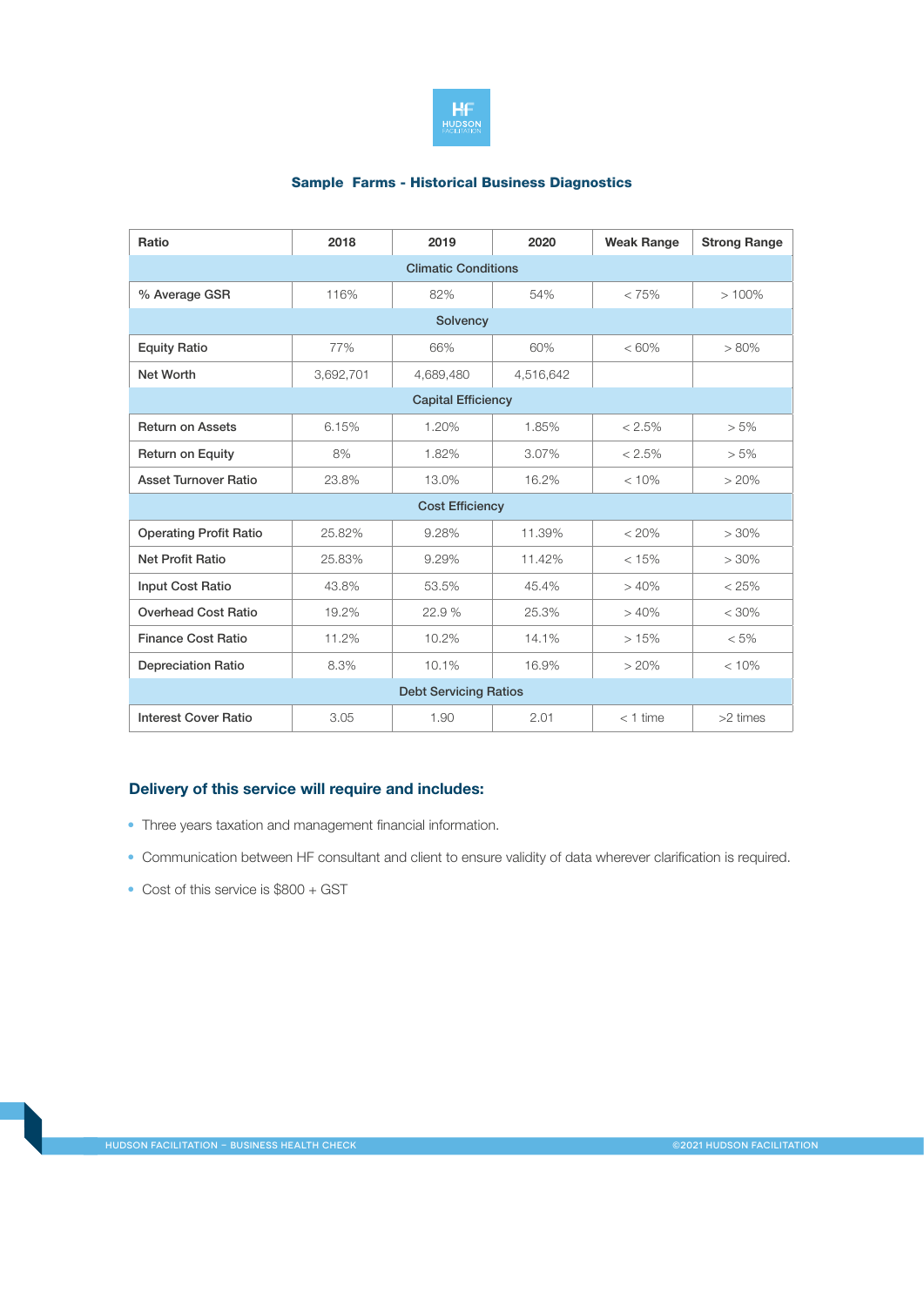## Sample Farms - Historical Business Diagnostics

| Ratio | 2018 | 2019 | 2020 | Weak Range | Strong Range |
|---|---|---|---|---|---|
| Climatic Conditions | | | | | |
| % Average GSR | 116% | 82% | 54% | < 75% | > 100% |
| Solvency | | | | | |
| Equity Ratio | 77% | 66% | 60% | < 60% | > 80% |
| Net Worth | 3,692,701 | 4,689,480 | 4,516,642 | | |
| Capital Efficiency | | | | | |
| Return on Assets | 6.15% | 1.20% | 1.85% | < 2.5% | > 5% |
| Return on Equity | 8% | 1.82% | 3.07% | < 2.5% | > 5% |
| Asset Turnover Ratio | 23.8% | 13.0% | 16.2% | < 10% | > 20% |
| Cost Efficiency | | | | | |
| Operating Profit Ratio | 25.82% | 9.28% | 11.39% | < 20% | > 30% |
| Net Profit Ratio | 25.83% | 9.29% | 11.42% | < 15% | > 30% |
| Input Cost Ratio | 43.8% | 53.5% | 45.4% | > 40% | < 25% |
| Overhead Cost Ratio | 19.2% | 22.9 % | 25.3% | > 40% | < 30% |
| Finance Cost Ratio | 11.2% | 10.2% | 14.1% | > 15% | < 5% |
| Depreciation Ratio | 8.3% | 10.1% | 16.9% | > 20% | < 10% |
| Debt Servicing Ratios | | | | | |
| Interest Cover Ratio | 3.05 | 1.90 | 2.01 | < 1 time | >2 times |

### Delivery of this service will require and includes:

- Three years taxation and management financial information.
- Communication between HF consultant and client to ensure validity of data wherever clarification is required.
- Cost of this service is $800 + GST